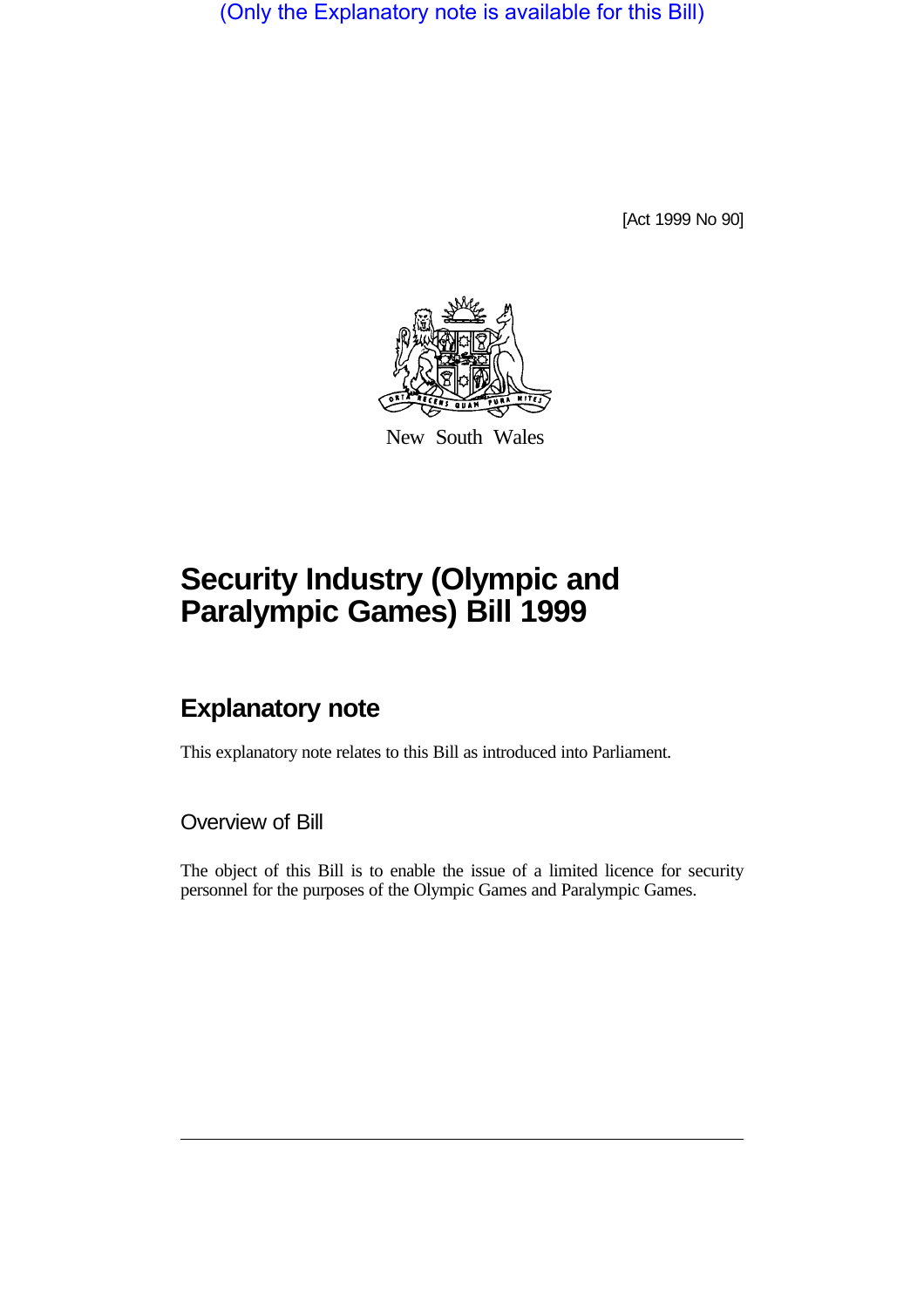(Only the Explanatory note is available for this Bill)

[Act 1999 No 90]

New South Wales

# Security Industry (Olympic and Paralympic Games) Bill 1999

## Explanatory note

This explanatory note relates to this Bill as introduced into Parliament.

### Overview of Bill

The object of this Bill is to enable the issue of a limited licence for security personnel for the purposes of the Olympic Games and Paralympic Games.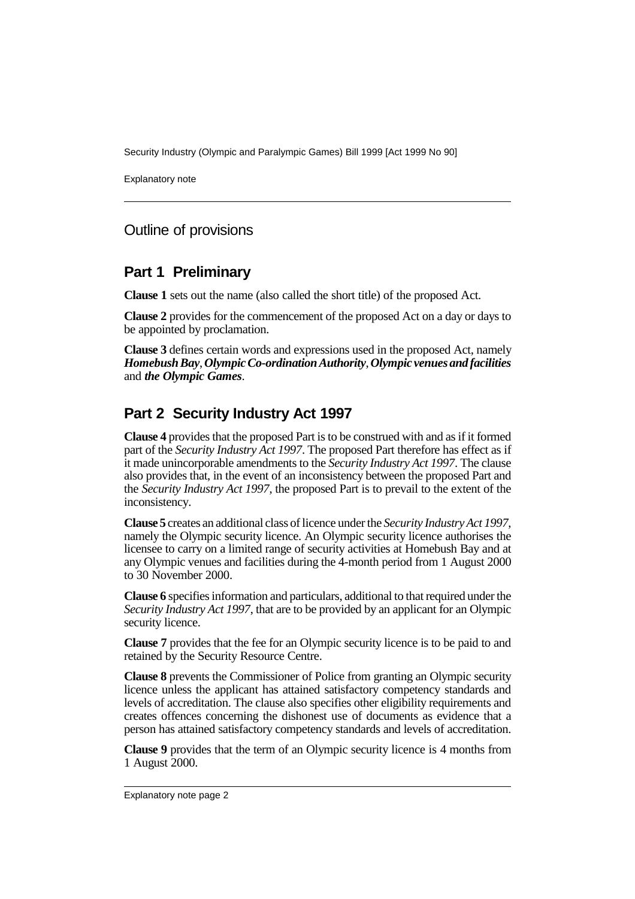## Outline of provisions

## Part 1 Preliminary

**Clause 1** sets out the name (also called the short title) of the proposed Act.

**Clause 2** provides for the commencement of the proposed Act on a day or days to be appointed by proclamation.

**Clause 3** defines certain words and expressions used in the proposed Act, namely ***Homebush Bay***, ***Olympic Co-ordination Authority***, ***Olympic venues and facilities*** and ***the Olympic Games***.

## Part 2 Security Industry Act 1997

**Clause 4** provides that the proposed Part is to be construed with and as if it formed part of the *Security Industry Act 1997*. The proposed Part therefore has effect as if it made unincorporable amendments to the *Security Industry Act 1997*. The clause also provides that, in the event of an inconsistency between the proposed Part and the *Security Industry Act 1997*, the proposed Part is to prevail to the extent of the inconsistency.

**Clause 5** creates an additional class of licence under the *Security Industry Act 1997*, namely the Olympic security licence. An Olympic security licence authorises the licensee to carry on a limited range of security activities at Homebush Bay and at any Olympic venues and facilities during the 4-month period from 1 August 2000 to 30 November 2000.

**Clause 6** specifies information and particulars, additional to that required under the *Security Industry Act 1997*, that are to be provided by an applicant for an Olympic security licence.

**Clause 7** provides that the fee for an Olympic security licence is to be paid to and retained by the Security Resource Centre.

**Clause 8** prevents the Commissioner of Police from granting an Olympic security licence unless the applicant has attained satisfactory competency standards and levels of accreditation. The clause also specifies other eligibility requirements and creates offences concerning the dishonest use of documents as evidence that a person has attained satisfactory competency standards and levels of accreditation.

**Clause 9** provides that the term of an Olympic security licence is 4 months from 1 August 2000.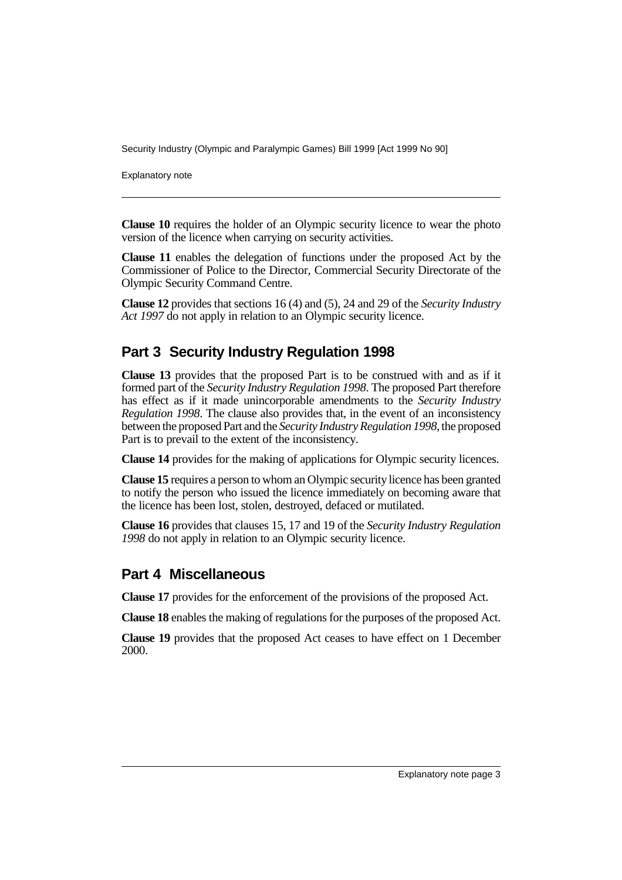**Clause 10** requires the holder of an Olympic security licence to wear the photo version of the licence when carrying on security activities.

**Clause 11** enables the delegation of functions under the proposed Act by the Commissioner of Police to the Director, Commercial Security Directorate of the Olympic Security Command Centre.

**Clause 12** provides that sections 16 (4) and (5), 24 and 29 of the *Security Industry Act 1997* do not apply in relation to an Olympic security licence.

## Part 3 Security Industry Regulation 1998

**Clause 13** provides that the proposed Part is to be construed with and as if it formed part of the *Security Industry Regulation 1998*. The proposed Part therefore has effect as if it made unincorporable amendments to the *Security Industry Regulation 1998*. The clause also provides that, in the event of an inconsistency between the proposed Part and the *Security Industry Regulation 1998*, the proposed Part is to prevail to the extent of the inconsistency.

**Clause 14** provides for the making of applications for Olympic security licences.

**Clause 15** requires a person to whom an Olympic security licence has been granted to notify the person who issued the licence immediately on becoming aware that the licence has been lost, stolen, destroyed, defaced or mutilated.

**Clause 16** provides that clauses 15, 17 and 19 of the *Security Industry Regulation 1998* do not apply in relation to an Olympic security licence.

## Part 4 Miscellaneous

**Clause 17** provides for the enforcement of the provisions of the proposed Act.

**Clause 18** enables the making of regulations for the purposes of the proposed Act.

**Clause 19** provides that the proposed Act ceases to have effect on 1 December 2000.